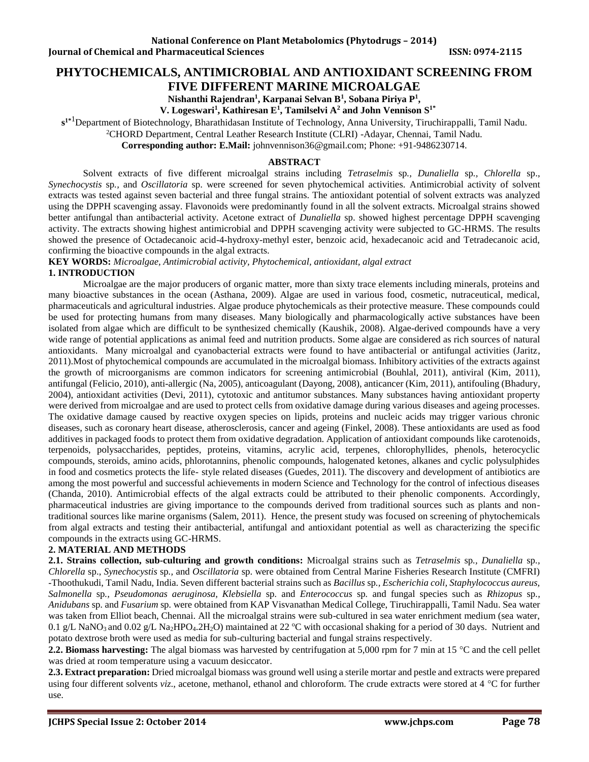# PHYTOCHEMICALS, ANTIMICROBIAL AND ANTIOXIDANT SCREENING FROM FIVE DIFFERENT MARINE MICROALGAE

**Nishanthi Rajendran[1], Karpanai Selvan B[1], Sobana Piriya P[1], V. Logeswari[1], Kathiresan E[1], Tamilselvi A[2] and John Vennison S[1*]**

[1]Department of Biotechnology, Bharathidasan Institute of Technology, Anna University, Tiruchirappalli, Tamil Nadu.
[2]CHORD Department, Central Leather Research Institute (CLRI) -Adayar, Chennai, Tamil Nadu.
**Corresponding author: E.Mail:** johnvennison36@gmail.com; Phone: +91-9486230714.

## ABSTRACT

Solvent extracts of five different microalgal strains including *Tetraselmis* sp*.*, *Dunaliella* sp*.*, *Chlorella* sp., *Synechocystis* sp*.*, and *Oscillatoria* sp. were screened for seven phytochemical activities. Antimicrobial activity of solvent extracts was tested against seven bacterial and three fungal strains. The antioxidant potential of solvent extracts was analyzed using the DPPH scavenging assay. Flavonoids were predominantly found in all the solvent extracts. Microalgal strains showed better antifungal than antibacterial activity. Acetone extract of *Dunaliella* sp. showed highest percentage DPPH scavenging activity. The extracts showing highest antimicrobial and DPPH scavenging activity were subjected to GC-HRMS. The results showed the presence of Octadecanoic acid-4-hydroxy-methyl ester, benzoic acid, hexadecanoic acid and Tetradecanoic acid, confirming the bioactive compounds in the algal extracts.

**KEY WORDS:** *Microalgae, Antimicrobial activity, Phytochemical, antioxidant, algal extract*

## 1. INTRODUCTION

Microalgae are the major producers of organic matter, more than sixty trace elements including minerals, proteins and many bioactive substances in the ocean (Asthana, 2009). Algae are used in various food, cosmetic, nutraceutical, medical, pharmaceuticals and agricultural industries. Algae produce phytochemicals as their protective measure. These compounds could be used for protecting humans from many diseases. Many biologically and pharmacologically active substances have been isolated from algae which are difficult to be synthesized chemically (Kaushik, 2008). Algae-derived compounds have a very wide range of potential applications as animal feed and nutrition products. Some algae are considered as rich sources of natural antioxidants. Many microalgal and cyanobacterial extracts were found to have antibacterial or antifungal activities (Jaritz, 2011).Most of phytochemical compounds are accumulated in the microalgal biomass. Inhibitory activities of the extracts against the growth of microorganisms are common indicators for screening antimicrobial (Bouhlal, 2011), antiviral (Kim, 2011), antifungal (Felicio, 2010), anti-allergic (Na, 2005), anticoagulant (Dayong, 2008), anticancer (Kim, 2011), antifouling (Bhadury, 2004), antioxidant activities (Devi, 2011), cytotoxic and antitumor substances. Many substances having antioxidant property were derived from microalgae and are used to protect cells from oxidative damage during various diseases and ageing processes. The oxidative damage caused by reactive oxygen species on lipids, proteins and nucleic acids may trigger various chronic diseases, such as coronary heart disease, atherosclerosis, cancer and ageing (Finkel, 2008). These antioxidants are used as food additives in packaged foods to protect them from oxidative degradation. Application of antioxidant compounds like carotenoids, terpenoids, polysaccharides, peptides, proteins, vitamins, acrylic acid, terpenes, chlorophyllides, phenols, heterocyclic compounds, steroids, amino acids, phlorotannins, phenolic compounds, halogenated ketones, alkanes and cyclic polysulphides in food and cosmetics protects the life- style related diseases (Guedes, 2011). The discovery and development of antibiotics are among the most powerful and successful achievements in modern Science and Technology for the control of infectious diseases (Chanda, 2010). Antimicrobial effects of the algal extracts could be attributed to their phenolic components. Accordingly, pharmaceutical industries are giving importance to the compounds derived from traditional sources such as plants and non-traditional sources like marine organisms (Salem, 2011). Hence, the present study was focused on screening of phytochemicals from algal extracts and testing their antibacterial, antifungal and antioxidant potential as well as characterizing the specific compounds in the extracts using GC-HRMS.

## 2. MATERIAL AND METHODS

**2.1. Strains collection, sub-culturing and growth conditions:** Microalgal strains such as *Tetraselmis* sp*.*, *Dunaliella* sp*.*, *Chlorella* sp., *Synechocystis* sp*.*, and *Oscillatoria* sp. were obtained from Central Marine Fisheries Research Institute (CMFRI) -Thoothukudi, Tamil Nadu, India. Seven different bacterial strains such as *Bacillus* sp*.*, *Escherichia coli, Staphylococcus aureus, Salmonella* sp*., Pseudomonas aeruginosa, Klebsiella* sp. and *Enterococcus* sp*.* and fungal species such as *Rhizopus* sp*.*, *Anidubans* sp. and *Fusarium* sp. were obtained from KAP Visvanathan Medical College, Tiruchirappalli, Tamil Nadu. Sea water was taken from Elliot beach, Chennai. All the microalgal strains were sub-cultured in sea water enrichment medium (sea water, 0.1 g/L $NaNO_3$ and 0.02 g/L $Na_2HPO_4.2H_2O$) maintained at 22 ºC with occasional shaking for a period of 30 days. Nutrient and potato dextrose broth were used as media for sub-culturing bacterial and fungal strains respectively.

**2.2. Biomass harvesting:** The algal biomass was harvested by centrifugation at 5,000 rpm for 7 min at 15 °C and the cell pellet was dried at room temperature using a vacuum desiccator.

**2.3. Extract preparation:** Dried microalgal biomass was ground well using a sterile mortar and pestle and extracts were prepared using four different solvents *viz*., acetone, methanol, ethanol and chloroform. The crude extracts were stored at 4 °C for further use.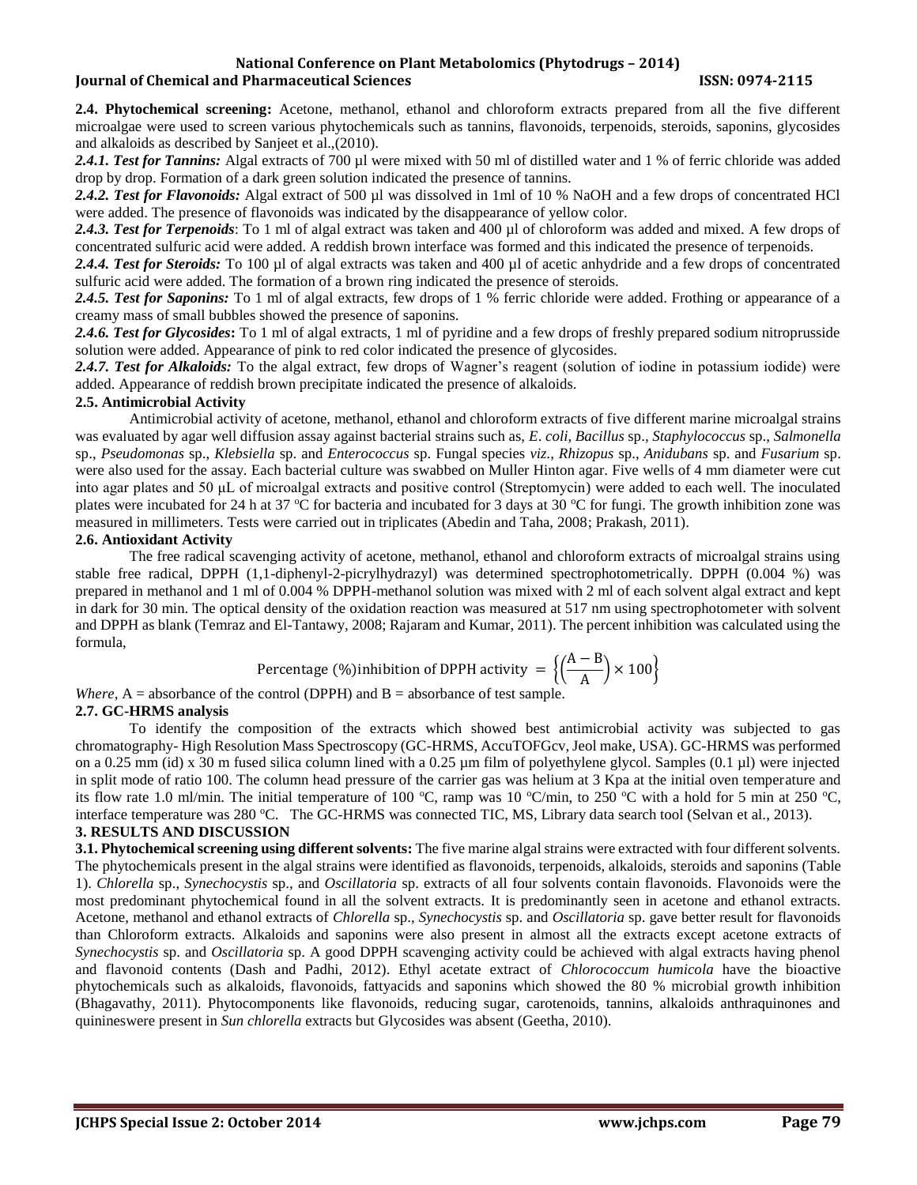**2.4. Phytochemical screening:** Acetone, methanol, ethanol and chloroform extracts prepared from all the five different microalgae were used to screen various phytochemicals such as tannins, flavonoids, terpenoids, steroids, saponins, glycosides and alkaloids as described by Sanjeet et al.,(2010).

***2.4.1. Test for Tannins:*** Algal extracts of 700 µl were mixed with 50 ml of distilled water and 1 % of ferric chloride was added drop by drop. Formation of a dark green solution indicated the presence of tannins.

***2.4.2. Test for Flavonoids:*** Algal extract of 500 µl was dissolved in 1ml of 10 % NaOH and a few drops of concentrated HCl were added. The presence of flavonoids was indicated by the disappearance of yellow color.

***2.4.3. Test for Terpenoids***: To 1 ml of algal extract was taken and 400 µl of chloroform was added and mixed. A few drops of concentrated sulfuric acid were added. A reddish brown interface was formed and this indicated the presence of terpenoids.

***2.4.4. Test for Steroids:*** To 100 µl of algal extracts was taken and 400 µl of acetic anhydride and a few drops of concentrated sulfuric acid were added. The formation of a brown ring indicated the presence of steroids.

***2.4.5. Test for Saponins:*** To 1 ml of algal extracts, few drops of 1 % ferric chloride were added. Frothing or appearance of a creamy mass of small bubbles showed the presence of saponins.

***2.4.6. Test for Glycosides*****:** To 1 ml of algal extracts, 1 ml of pyridine and a few drops of freshly prepared sodium nitroprusside solution were added. Appearance of pink to red color indicated the presence of glycosides.

***2.4.7. Test for Alkaloids:*** To the algal extract, few drops of Wagner's reagent (solution of iodine in potassium iodide) were added. Appearance of reddish brown precipitate indicated the presence of alkaloids.

**2.5. Antimicrobial Activity**

Antimicrobial activity of acetone, methanol, ethanol and chloroform extracts of five different marine microalgal strains was evaluated by agar well diffusion assay against bacterial strains such as, *E. coli*, *Bacillus* sp., *Staphylococcus* sp., *Salmonella* sp., *Pseudomonas* sp., *Klebsiella* sp. and *Enterococcus* sp. Fungal species *viz*., *Rhizopus* sp., *Anidubans* sp. and *Fusarium* sp. were also used for the assay. Each bacterial culture was swabbed on Muller Hinton agar. Five wells of 4 mm diameter were cut into agar plates and 50 µL of microalgal extracts and positive control (Streptomycin) were added to each well. The inoculated plates were incubated for 24 h at 37 ºC for bacteria and incubated for 3 days at 30 ºC for fungi. The growth inhibition zone was measured in millimeters. Tests were carried out in triplicates (Abedin and Taha, 2008; Prakash, 2011).

**2.6. Antioxidant Activity**

The free radical scavenging activity of acetone, methanol, ethanol and chloroform extracts of microalgal strains using stable free radical, DPPH (1,1-diphenyl-2-picrylhydrazyl) was determined spectrophotometrically. DPPH (0.004 %) was prepared in methanol and 1 ml of 0.004 % DPPH-methanol solution was mixed with 2 ml of each solvent algal extract and kept in dark for 30 min. The optical density of the oxidation reaction was measured at 517 nm using spectrophotometer with solvent and DPPH as blank (Temraz and El-Tantawy, 2008; Rajaram and Kumar, 2011). The percent inhibition was calculated using the formula,

$$\text{Percentage (\%) inhibition of DPPH activity } = \left\{\left(\frac{A - B}{A}\right) \times 100\right\}$$

*Where*, A = absorbance of the control (DPPH) and B = absorbance of test sample.

**2.7. GC-HRMS analysis**

To identify the composition of the extracts which showed best antimicrobial activity was subjected to gas chromatography- High Resolution Mass Spectroscopy (GC-HRMS, AccuTOFGcv, Jeol make, USA). GC-HRMS was performed on a 0.25 mm (id) x 30 m fused silica column lined with a 0.25 µm film of polyethylene glycol. Samples (0.1 µl) were injected in split mode of ratio 100. The column head pressure of the carrier gas was helium at 3 Kpa at the initial oven temperature and its flow rate 1.0 ml/min. The initial temperature of 100 ºC, ramp was 10 ºC/min, to 250 ºC with a hold for 5 min at 250 ºC, interface temperature was 280 ºC. The GC-HRMS was connected TIC, MS, Library data search tool (Selvan et al., 2013).

## 3. RESULTS AND DISCUSSION

**3.1. Phytochemical screening using different solvents:** The five marine algal strains were extracted with four different solvents. The phytochemicals present in the algal strains were identified as flavonoids, terpenoids, alkaloids, steroids and saponins (Table 1). *Chlorella* sp., *Synechocystis* sp., and *Oscillatoria* sp. extracts of all four solvents contain flavonoids. Flavonoids were the most predominant phytochemical found in all the solvent extracts. It is predominantly seen in acetone and ethanol extracts. Acetone, methanol and ethanol extracts of *Chlorella* sp., *Synechocystis* sp. and *Oscillatoria* sp. gave better result for flavonoids than Chloroform extracts. Alkaloids and saponins were also present in almost all the extracts except acetone extracts of *Synechocystis* sp. and *Oscillatoria* sp. A good DPPH scavenging activity could be achieved with algal extracts having phenol and flavonoid contents (Dash and Padhi, 2012). Ethyl acetate extract of *Chlorococcum humicola* have the bioactive phytochemicals such as alkaloids, flavonoids, fattyacids and saponins which showed the 80 % microbial growth inhibition (Bhagavathy, 2011). Phytocomponents like flavonoids, reducing sugar, carotenoids, tannins, alkaloids anthraquinones and quinineswere present in *Sun chlorella* extracts but Glycosides was absent (Geetha, 2010).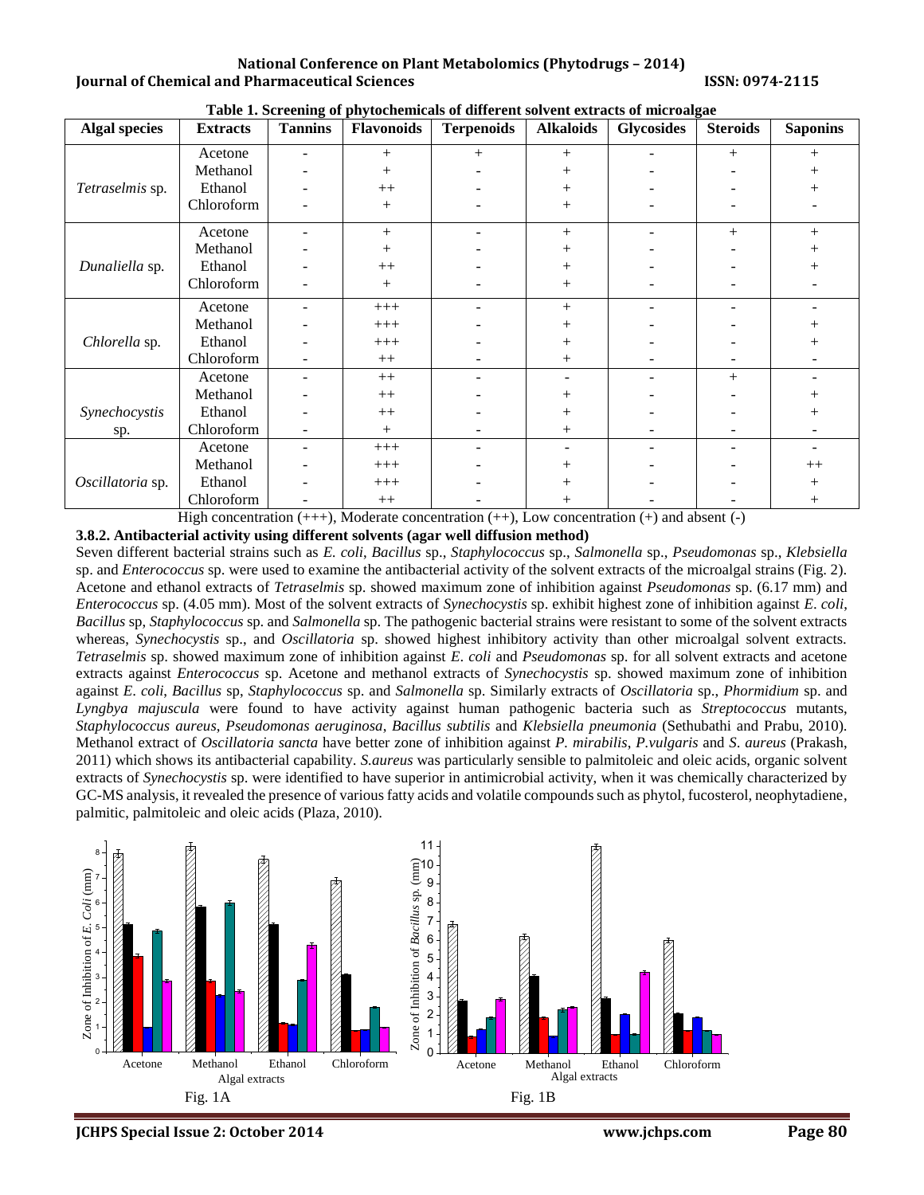**Table 1. Screening of phytochemicals of different solvent extracts of microalgae**

| Algal species | Extracts | Tannins | Flavonoids | Terpenoids | Alkaloids | Glycosides | Steroids | Saponins |
|---|---|---|---|---|---|---|---|---|
| *Tetraselmis* sp. | Acetone | - | + | + | + | - | + | + |
| | Methanol | - | + | - | + | - | - | + |
| | Ethanol | - | ++ | - | + | - | - | + |
| | Chloroform | - | + | - | + | - | - | - |
| *Dunaliella* sp. | Acetone | - | + | - | + | - | + | + |
| | Methanol | - | + | - | + | - | - | + |
| | Ethanol | - | ++ | - | + | - | - | + |
| | Chloroform | - | + | - | + | - | - | - |
| *Chlorella* sp. | Acetone | - | +++ | - | + | - | - | - |
| | Methanol | - | +++ | - | + | - | - | + |
| | Ethanol | - | +++ | - | + | - | - | + |
| | Chloroform | - | ++ | - | + | - | - | - |
| *Synechocystis* sp. | Acetone | - | ++ | - | - | - | + | - |
| | Methanol | - | ++ | - | + | - | - | + |
| | Ethanol | - | ++ | - | + | - | - | + |
| | Chloroform | - | + | - | + | - | - | - |
| *Oscillatoria* sp. | Acetone | - | +++ | - | - | - | - | - |
| | Methanol | - | +++ | - | + | - | - | ++ |
| | Ethanol | - | +++ | - | + | - | - | + |
| | Chloroform | - | ++ | - | + | - | - | + |

High concentration (+++), Moderate concentration (++), Low concentration (+) and absent (-)

**3.8.2. Antibacterial activity using different solvents (agar well diffusion method)**

Seven different bacterial strains such as *E. coli*, *Bacillus* sp., *Staphylococcus* sp., *Salmonella* sp., *Pseudomonas* sp., *Klebsiella* sp. and *Enterococcus* sp. were used to examine the antibacterial activity of the solvent extracts of the microalgal strains (Fig. 2). Acetone and ethanol extracts of *Tetraselmis* sp. showed maximum zone of inhibition against *Pseudomonas* sp. (6.17 mm) and *Enterococcus* sp. (4.05 mm). Most of the solvent extracts of *Synechocystis* sp. exhibit highest zone of inhibition against *E. coli*, *Bacillus* sp, *Staphylococcus* sp. and *Salmonella* sp. The pathogenic bacterial strains were resistant to some of the solvent extracts whereas, *Synechocystis* sp., and *Oscillatoria* sp. showed highest inhibitory activity than other microalgal solvent extracts. *Tetraselmis* sp. showed maximum zone of inhibition against *E. coli* and *Pseudomonas* sp. for all solvent extracts and acetone extracts against *Enterococcus* sp. Acetone and methanol extracts of *Synechocystis* sp. showed maximum zone of inhibition against *E. coli*, *Bacillus* sp, *Staphylococcus* sp. and *Salmonella* sp. Similarly extracts of *Oscillatoria* sp., *Phormidium* sp. and *Lyngbya majuscula* were found to have activity against human pathogenic bacteria such as *Streptococcus* mutants, *Staphylococcus aureus*, *Pseudomonas aeruginosa*, *Bacillus subtilis* and *Klebsiella pneumonia* (Sethubathi and Prabu, 2010). Methanol extract of *Oscillatoria sancta* have better zone of inhibition against *P. mirabilis*, *P.vulgaris* and *S. aureus* (Prakash, 2011) which shows its antibacterial capability. *S.aureus* was particularly sensible to palmitoleic and oleic acids, organic solvent extracts of *Synechocystis* sp. were identified to have superior in antimicrobial activity, when it was chemically characterized by GC-MS analysis, it revealed the presence of various fatty acids and volatile compounds such as phytol, fucosterol, neophytadiene, palmitic, palmitoleic and oleic acids (Plaza, 2010).

Fig. 1A

Fig. 1B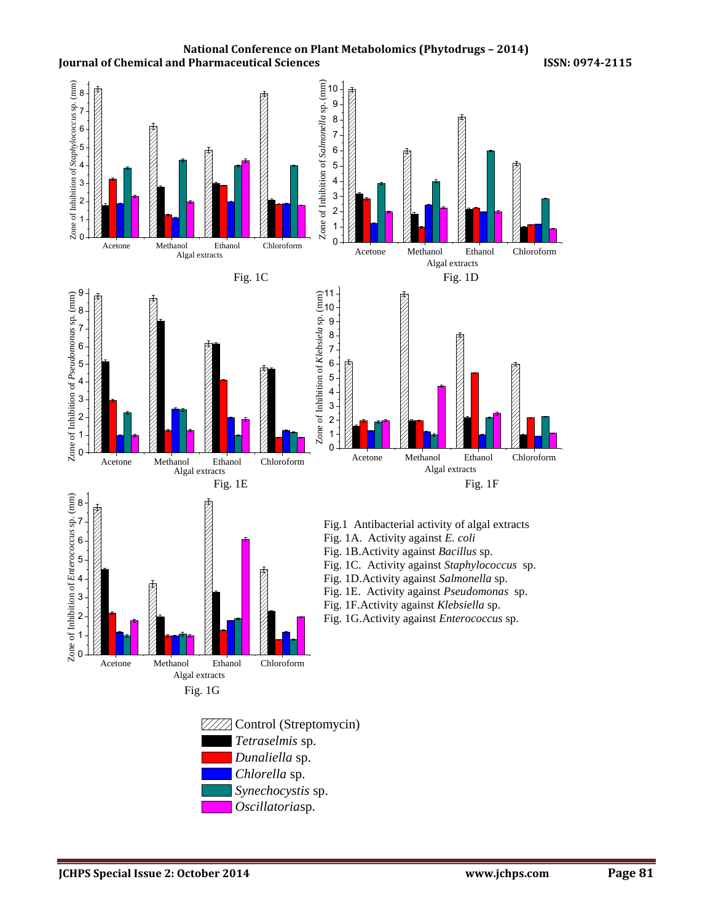Fig. 1C

Fig. 1D

Fig. 1E

Fig. 1F

Fig. 1G

Fig.1 Antibacterial activity of algal extracts
Fig. 1A. Activity against *E. coli*
Fig. 1B.Activity against *Bacillus* sp.
Fig. 1C. Activity against *Staphylococcus* sp.
Fig. 1D.Activity against *Salmonella* sp.
Fig. 1E. Activity against *Pseudomonas* sp.
Fig. 1F.Activity against *Klebsiella* sp.
Fig. 1G.Activity against *Enterococcus* sp.

Control (Streptomycin)
*Tetraselmis* sp.
*Dunaliella* sp.
*Chlorella* sp.
*Synechocystis* sp.
*Oscillatoria*sp.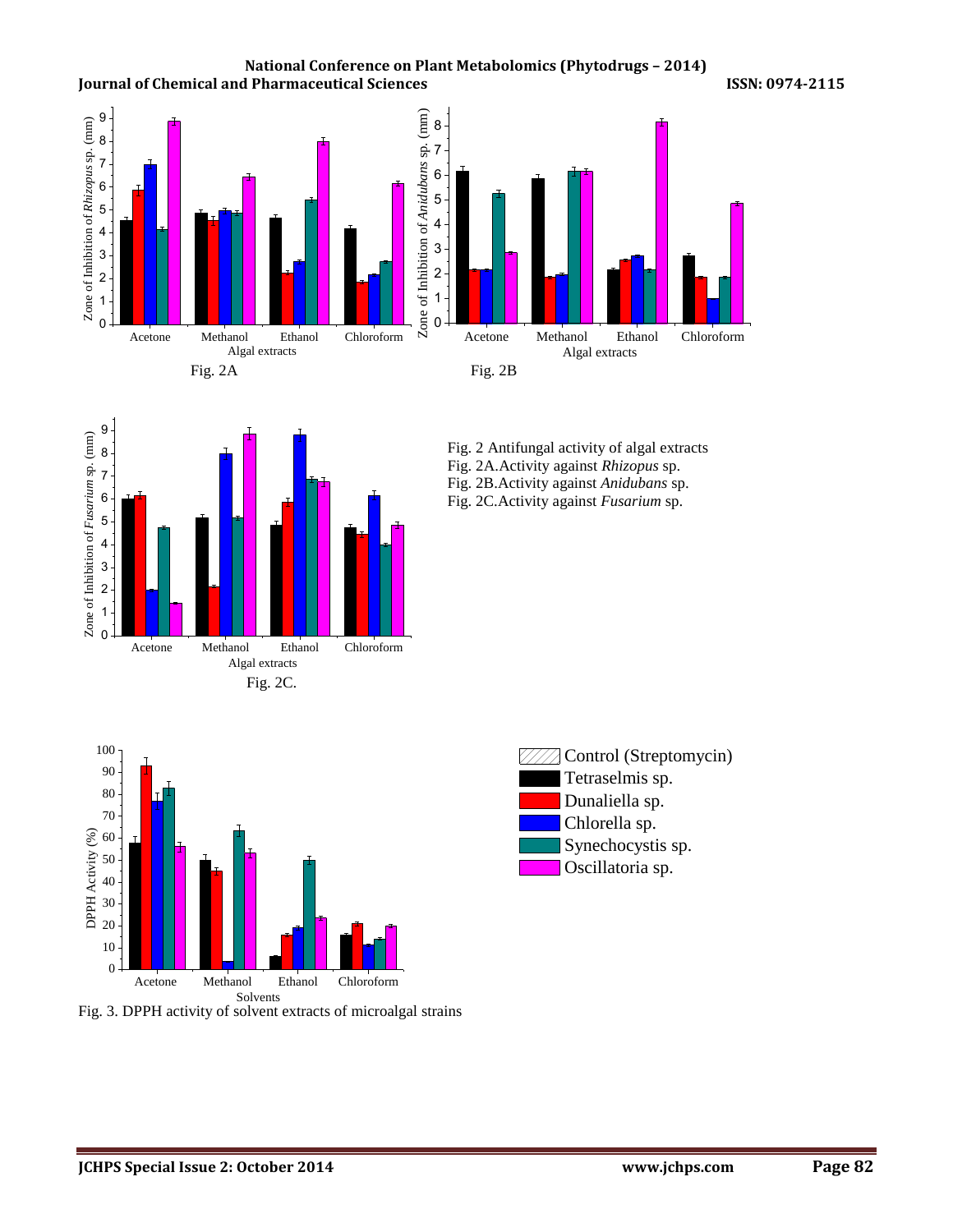Fig. 2A

Fig. 2B

Fig. 2C.

Fig. 2 Antifungal activity of algal extracts

Fig. 2A.Activity against *Rhizopus* sp.

Fig. 2B.Activity against *Anidubans* sp.

Fig. 2C.Activity against *Fusarium* sp.

Control (Streptomycin)

Tetraselmis sp.

Dunaliella sp.

Chlorella sp.

Synechocystis sp.

Oscillatoria sp.

Fig. 3. DPPH activity of solvent extracts of microalgal strains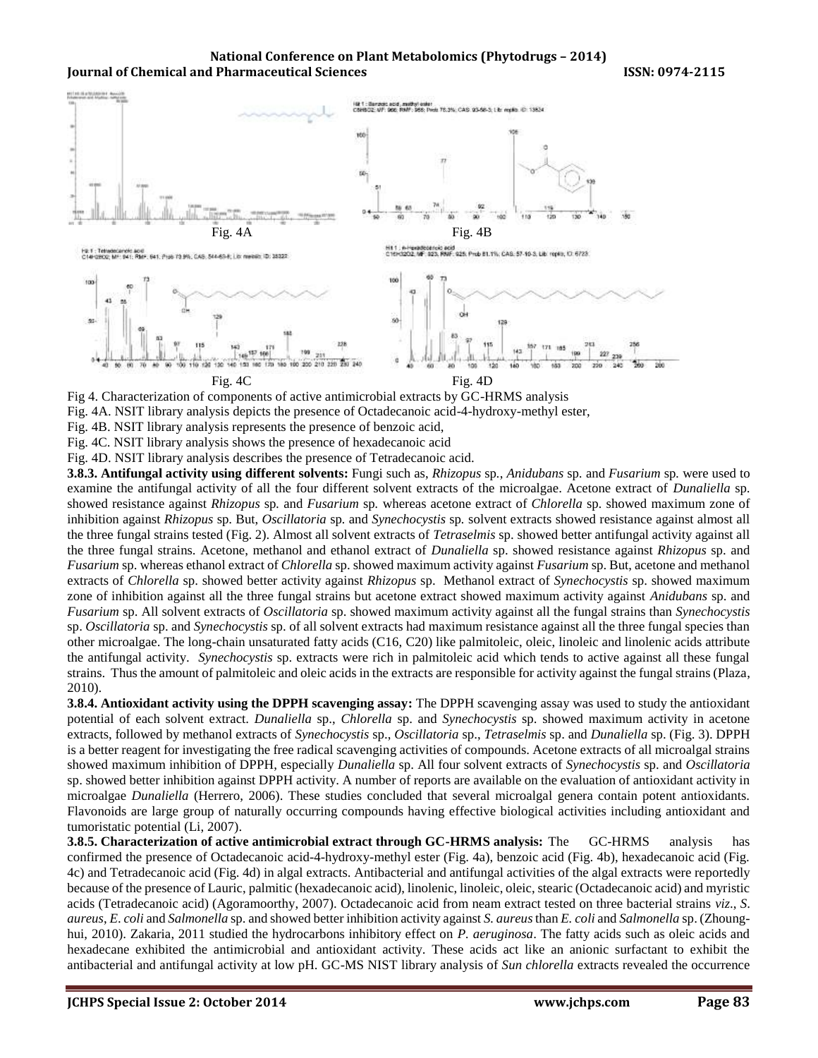Fig. 4A

Fig. 4B

Fig. 4C

Fig. 4D

Fig 4. Characterization of components of active antimicrobial extracts by GC-HRMS analysis

Fig. 4A. NSIT library analysis depicts the presence of Octadecanoic acid-4-hydroxy-methyl ester,

Fig. 4B. NSIT library analysis represents the presence of benzoic acid,

Fig. 4C. NSIT library analysis shows the presence of hexadecanoic acid

Fig. 4D. NSIT library analysis describes the presence of Tetradecanoic acid.

**3.8.3. Antifungal activity using different solvents:** Fungi such as, *Rhizopus* sp., *Anidubans* sp. and *Fusarium* sp. were used to examine the antifungal activity of all the four different solvent extracts of the microalgae. Acetone extract of *Dunaliella* sp. showed resistance against *Rhizopus* sp. and *Fusarium* sp. whereas acetone extract of *Chlorella* sp. showed maximum zone of inhibition against *Rhizopus* sp. But, *Oscillatoria* sp. and *Synechocystis* sp. solvent extracts showed resistance against almost all the three fungal strains tested (Fig. 2). Almost all solvent extracts of *Tetraselmis* sp. showed better antifungal activity against all the three fungal strains. Acetone, methanol and ethanol extract of *Dunaliella* sp. showed resistance against *Rhizopus* sp. and *Fusarium* sp. whereas ethanol extract of *Chlorella* sp. showed maximum activity against *Fusarium* sp. But, acetone and methanol extracts of *Chlorella* sp. showed better activity against *Rhizopus* sp. Methanol extract of *Synechocystis* sp. showed maximum zone of inhibition against all the three fungal strains but acetone extract showed maximum activity against *Anidubans* sp. and *Fusarium* sp. All solvent extracts of *Oscillatoria* sp. showed maximum activity against all the fungal strains than *Synechocystis* sp. *Oscillatoria* sp. and *Synechocystis* sp. of all solvent extracts had maximum resistance against all the three fungal species than other microalgae. The long-chain unsaturated fatty acids (C16, C20) like palmitoleic, oleic, linoleic and linolenic acids attribute the antifungal activity. *Synechocystis* sp. extracts were rich in palmitoleic acid which tends to active against all these fungal strains. Thus the amount of palmitoleic and oleic acids in the extracts are responsible for activity against the fungal strains (Plaza, 2010).

**3.8.4. Antioxidant activity using the DPPH scavenging assay:** The DPPH scavenging assay was used to study the antioxidant potential of each solvent extract. *Dunaliella* sp., *Chlorella* sp. and *Synechocystis* sp. showed maximum activity in acetone extracts, followed by methanol extracts of *Synechocystis* sp., *Oscillatoria* sp., *Tetraselmis* sp. and *Dunaliella* sp. (Fig. 3). DPPH is a better reagent for investigating the free radical scavenging activities of compounds. Acetone extracts of all microalgal strains showed maximum inhibition of DPPH, especially *Dunaliella* sp. All four solvent extracts of *Synechocystis* sp. and *Oscillatoria* sp. showed better inhibition against DPPH activity. A number of reports are available on the evaluation of antioxidant activity in microalgae *Dunaliella* (Herrero, 2006). These studies concluded that several microalgal genera contain potent antioxidants. Flavonoids are large group of naturally occurring compounds having effective biological activities including antioxidant and tumoristatic potential (Li, 2007).

**3.8.5. Characterization of active antimicrobial extract through GC-HRMS analysis:** The GC-HRMS analysis has confirmed the presence of Octadecanoic acid-4-hydroxy-methyl ester (Fig. 4a), benzoic acid (Fig. 4b), hexadecanoic acid (Fig. 4c) and Tetradecanoic acid (Fig. 4d) in algal extracts. Antibacterial and antifungal activities of the algal extracts were reportedly because of the presence of Lauric, palmitic (hexadecanoic acid), linolenic, linoleic, oleic, stearic (Octadecanoic acid) and myristic acids (Tetradecanoic acid) (Agoramoorthy, 2007). Octadecanoic acid from neam extract tested on three bacterial strains *viz*., *S. aureus*, *E. coli* and *Salmonella* sp. and showed better inhibition activity against *S. aureus* than *E. coli* and *Salmonella* sp. (Zhoung-hui, 2010). Zakaria, 2011 studied the hydrocarbons inhibitory effect on *P. aeruginosa*. The fatty acids such as oleic acids and hexadecane exhibited the antimicrobial and antioxidant activity. These acids act like an anionic surfactant to exhibit the antibacterial and antifungal activity at low pH. GC-MS NIST library analysis of *Sun chlorella* extracts revealed the occurrence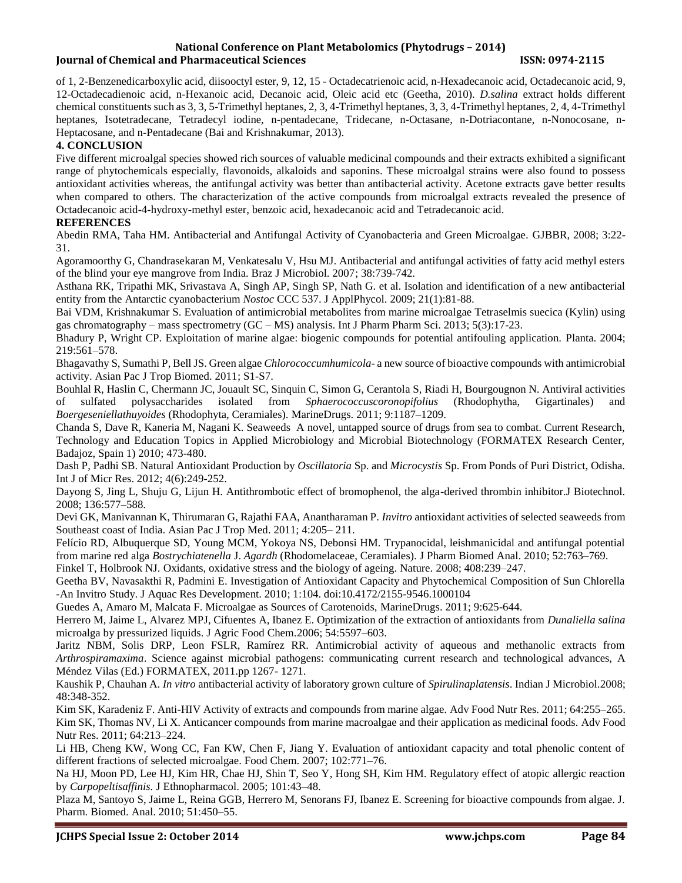of 1, 2-Benzenedicarboxylic acid, diisooctyl ester, 9, 12, 15 - Octadecatrienoic acid, n-Hexadecanoic acid, Octadecanoic acid, 9, 12-Octadecadienoic acid, n-Hexanoic acid, Decanoic acid, Oleic acid etc (Geetha, 2010). *D.salina* extract holds different chemical constituents such as 3, 3, 5-Trimethyl heptanes, 2, 3, 4-Trimethyl heptanes, 3, 3, 4-Trimethyl heptanes, 2, 4, 4-Trimethyl heptanes, Isotetradecane, Tetradecyl iodine, n-pentadecane, Tridecane, n-Octasane, n-Dotriacontane, n-Nonocosane, n-Heptacosane, and n-Pentadecane (Bai and Krishnakumar, 2013).

## 4. CONCLUSION

Five different microalgal species showed rich sources of valuable medicinal compounds and their extracts exhibited a significant range of phytochemicals especially, flavonoids, alkaloids and saponins. These microalgal strains were also found to possess antioxidant activities whereas, the antifungal activity was better than antibacterial activity. Acetone extracts gave better results when compared to others. The characterization of the active compounds from microalgal extracts revealed the presence of Octadecanoic acid-4-hydroxy-methyl ester, benzoic acid, hexadecanoic acid and Tetradecanoic acid.

## REFERENCES

Abedin RMA, Taha HM. Antibacterial and Antifungal Activity of Cyanobacteria and Green Microalgae. GJBBR, 2008; 3:22-31.

Agoramoorthy G, Chandrasekaran M, Venkatesalu V, Hsu MJ. Antibacterial and antifungal activities of fatty acid methyl esters of the blind your eye mangrove from India. Braz J Microbiol. 2007; 38:739-742.

Asthana RK, Tripathi MK, Srivastava A, Singh AP, Singh SP, Nath G. et al. Isolation and identification of a new antibacterial entity from the Antarctic cyanobacterium *Nostoc* CCC 537. J ApplPhycol. 2009; 21(1):81-88.

Bai VDM, Krishnakumar S. Evaluation of antimicrobial metabolites from marine microalgae Tetraselmis suecica (Kylin) using gas chromatography – mass spectrometry (GC – MS) analysis. Int J Pharm Pharm Sci. 2013; 5(3):17-23.

Bhadury P, Wright CP. Exploitation of marine algae: biogenic compounds for potential antifouling application. Planta. 2004; 219:561–578.

Bhagavathy S, Sumathi P, Bell JS. Green algae *Chlorococcumhumicola*- a new source of bioactive compounds with antimicrobial activity. Asian Pac J Trop Biomed. 2011; S1-S7.

Bouhlal R, Haslin C, Chermann JC, Jouault SC, Sinquin C, Simon G, Cerantola S, Riadi H, Bourgougnon N. Antiviral activities of sulfated polysaccharides isolated from *Sphaerococcuscoronopifolius* (Rhodophytha, Gigartinales) and *Boergeseniellathuyoides* (Rhodophyta, Ceramiales). MarineDrugs. 2011; 9:1187–1209.

Chanda S, Dave R, Kaneria M, Nagani K. Seaweeds A novel, untapped source of drugs from sea to combat. Current Research, Technology and Education Topics in Applied Microbiology and Microbial Biotechnology (FORMATEX Research Center, Badajoz, Spain 1) 2010; 473-480.

Dash P, Padhi SB. Natural Antioxidant Production by *Oscillatoria* Sp. and *Microcystis* Sp. From Ponds of Puri District, Odisha. Int J of Micr Res. 2012; 4(6):249-252.

Dayong S, Jing L, Shuju G, Lijun H. Antithrombotic effect of bromophenol, the alga-derived thrombin inhibitor.J Biotechnol. 2008; 136:577–588.

Devi GK, Manivannan K, Thirumaran G, Rajathi FAA, Anantharaman P. *Invitro* antioxidant activities of selected seaweeds from Southeast coast of India. Asian Pac J Trop Med. 2011; 4:205– 211.

Felício RD, Albuquerque SD, Young MCM, Yokoya NS, Debonsi HM. Trypanocidal, leishmanicidal and antifungal potential from marine red alga *Bostrychiatenella* J. *Agardh* (Rhodomelaceae, Ceramiales). J Pharm Biomed Anal. 2010; 52:763–769.

Finkel T, Holbrook NJ. Oxidants, oxidative stress and the biology of ageing. Nature. 2008; 408:239–247.

Geetha BV, Navasakthi R, Padmini E. Investigation of Antioxidant Capacity and Phytochemical Composition of Sun Chlorella -An Invitro Study. J Aquac Res Development. 2010; 1:104. doi:10.4172/2155-9546.1000104

Guedes A, Amaro M, Malcata F. Microalgae as Sources of Carotenoids, MarineDrugs. 2011; 9:625-644.

Herrero M, Jaime L, Alvarez MPJ, Cifuentes A, Ibanez E. Optimization of the extraction of antioxidants from *Dunaliella salina* microalga by pressurized liquids. J Agric Food Chem.2006; 54:5597–603.

Jaritz NBM, Solis DRP, Leon FSLR, Ramírez RR. Antimicrobial activity of aqueous and methanolic extracts from *Arthrospiramaxima*. Science against microbial pathogens: communicating current research and technological advances, A Méndez Vilas (Ed.) FORMATEX, 2011.pp 1267- 1271.

Kaushik P, Chauhan A. *In vitro* antibacterial activity of laboratory grown culture of *Spirulinaplatensis*. Indian J Microbiol.2008; 48:348-352.

Kim SK, Karadeniz F. Anti-HIV Activity of extracts and compounds from marine algae. Adv Food Nutr Res. 2011; 64:255–265.

Kim SK, Thomas NV, Li X. Anticancer compounds from marine macroalgae and their application as medicinal foods. Adv Food Nutr Res. 2011; 64:213–224.

Li HB, Cheng KW, Wong CC, Fan KW, Chen F, Jiang Y. Evaluation of antioxidant capacity and total phenolic content of different fractions of selected microalgae. Food Chem. 2007; 102:771–76.

Na HJ, Moon PD, Lee HJ, Kim HR, Chae HJ, Shin T, Seo Y, Hong SH, Kim HM. Regulatory effect of atopic allergic reaction by *Carpopeltisaffinis*. J Ethnopharmacol. 2005; 101:43–48.

Plaza M, Santoyo S, Jaime L, Reina GGB, Herrero M, Senorans FJ, Ibanez E. Screening for bioactive compounds from algae. J. Pharm. Biomed. Anal. 2010; 51:450–55.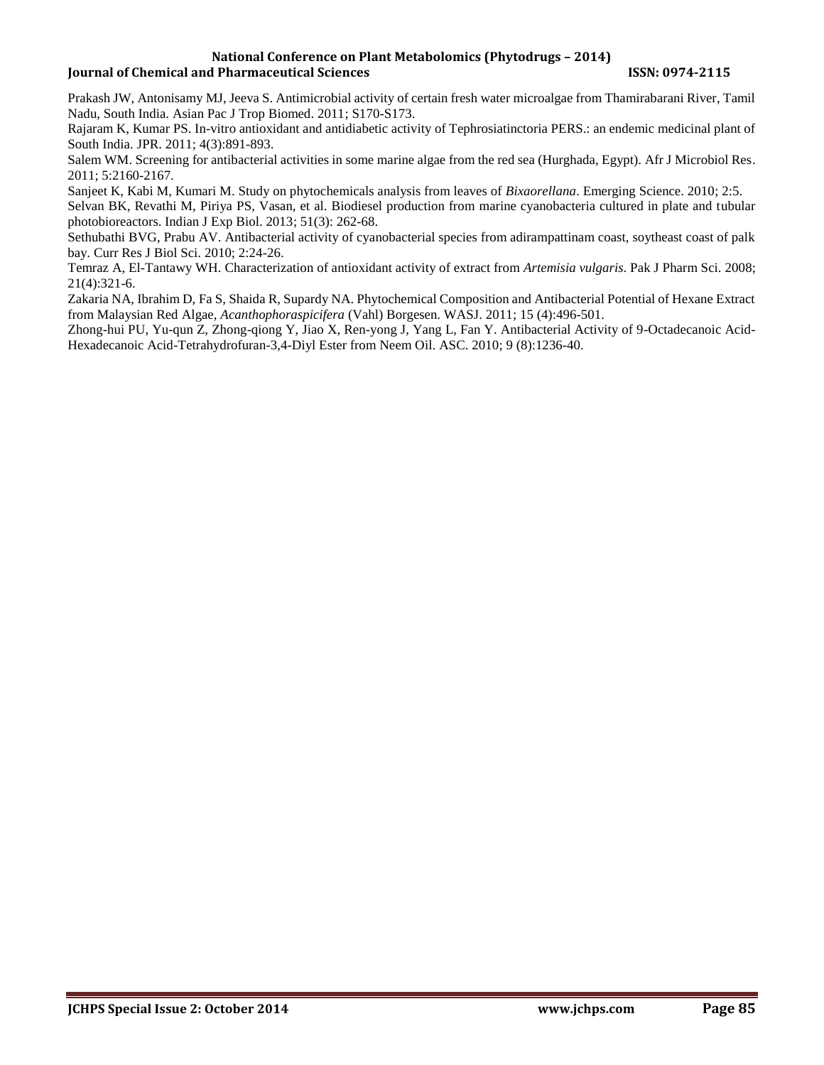Prakash JW, Antonisamy MJ, Jeeva S. Antimicrobial activity of certain fresh water microalgae from Thamirabarani River, Tamil Nadu, South India. Asian Pac J Trop Biomed. 2011; S170-S173.

Rajaram K, Kumar PS. In-vitro antioxidant and antidiabetic activity of Tephrosiatinctoria PERS.: an endemic medicinal plant of South India. JPR. 2011; 4(3):891-893.

Salem WM. Screening for antibacterial activities in some marine algae from the red sea (Hurghada, Egypt). Afr J Microbiol Res. 2011; 5:2160-2167.

Sanjeet K, Kabi M, Kumari M. Study on phytochemicals analysis from leaves of *Bixaorellana*. Emerging Science. 2010; 2:5.

Selvan BK, Revathi M, Piriya PS, Vasan, et al. Biodiesel production from marine cyanobacteria cultured in plate and tubular photobioreactors. Indian J Exp Biol. 2013; 51(3): 262-68.

Sethubathi BVG, Prabu AV. Antibacterial activity of cyanobacterial species from adirampattinam coast, soytheast coast of palk bay. Curr Res J Biol Sci. 2010; 2:24-26.

Temraz A, El-Tantawy WH. Characterization of antioxidant activity of extract from *Artemisia vulgaris*. Pak J Pharm Sci. 2008; 21(4):321-6.

Zakaria NA, Ibrahim D, Fa S, Shaida R, Supardy NA. Phytochemical Composition and Antibacterial Potential of Hexane Extract from Malaysian Red Algae, *Acanthophoraspicifera* (Vahl) Borgesen. WASJ. 2011; 15 (4):496-501.

Zhong-hui PU, Yu-qun Z, Zhong-qiong Y, Jiao X, Ren-yong J, Yang L, Fan Y. Antibacterial Activity of 9-Octadecanoic Acid-Hexadecanoic Acid-Tetrahydrofuran-3,4-Diyl Ester from Neem Oil. ASC. 2010; 9 (8):1236-40.